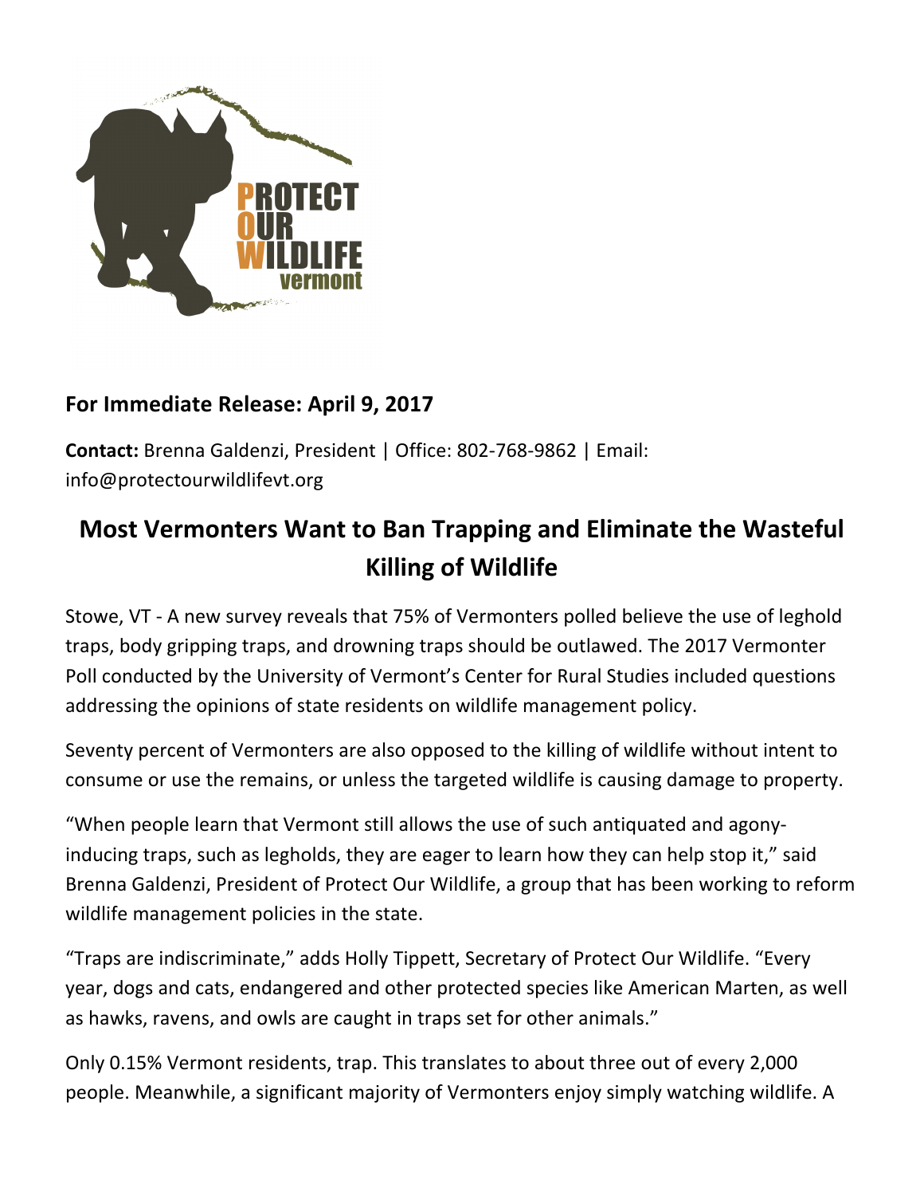**For Immediate Release: April 9, 2017**

**Contact:** Brenna Galdenzi, President | Office: 802-768-9862 | Email: info@protectourwildlifevt.org

# Most Vermonters Want to Ban Trapping and Eliminate the Wasteful Killing of Wildlife

Stowe, VT - A new survey reveals that 75% of Vermonters polled believe the use of leghold traps, body gripping traps, and drowning traps should be outlawed. The 2017 Vermonter Poll conducted by the University of Vermont's Center for Rural Studies included questions addressing the opinions of state residents on wildlife management policy.

Seventy percent of Vermonters are also opposed to the killing of wildlife without intent to consume or use the remains, or unless the targeted wildlife is causing damage to property.

"When people learn that Vermont still allows the use of such antiquated and agony-inducing traps, such as legholds, they are eager to learn how they can help stop it," said Brenna Galdenzi, President of Protect Our Wildlife, a group that has been working to reform wildlife management policies in the state.

"Traps are indiscriminate," adds Holly Tippett, Secretary of Protect Our Wildlife. "Every year, dogs and cats, endangered and other protected species like American Marten, as well as hawks, ravens, and owls are caught in traps set for other animals."

Only 0.15% Vermont residents, trap. This translates to about three out of every 2,000 people. Meanwhile, a significant majority of Vermonters enjoy simply watching wildlife. A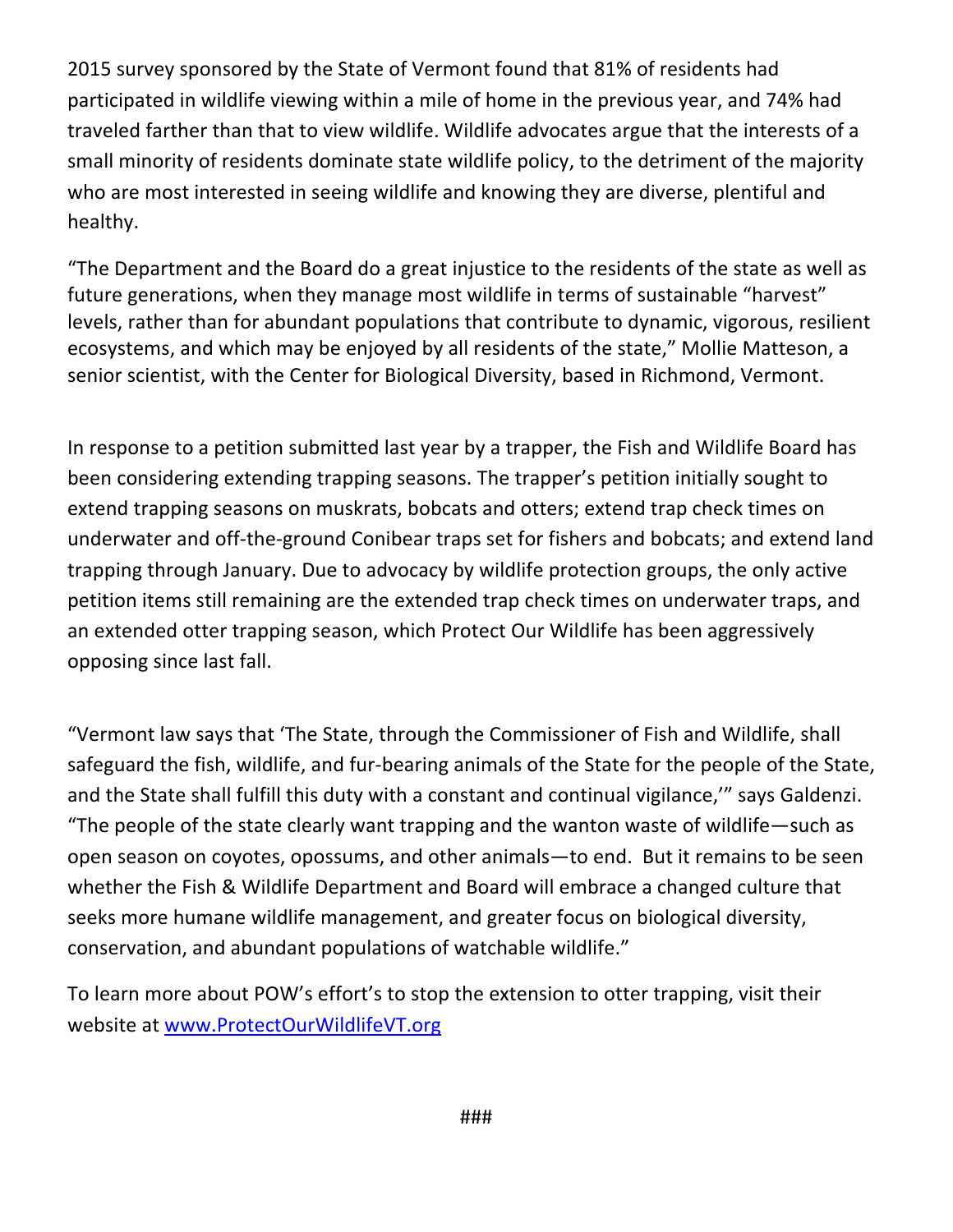2015 survey sponsored by the State of Vermont found that 81% of residents had participated in wildlife viewing within a mile of home in the previous year, and 74% had traveled farther than that to view wildlife. Wildlife advocates argue that the interests of a small minority of residents dominate state wildlife policy, to the detriment of the majority who are most interested in seeing wildlife and knowing they are diverse, plentiful and healthy.

"The Department and the Board do a great injustice to the residents of the state as well as future generations, when they manage most wildlife in terms of sustainable "harvest" levels, rather than for abundant populations that contribute to dynamic, vigorous, resilient ecosystems, and which may be enjoyed by all residents of the state," Mollie Matteson, a senior scientist, with the Center for Biological Diversity, based in Richmond, Vermont.

In response to a petition submitted last year by a trapper, the Fish and Wildlife Board has been considering extending trapping seasons. The trapper's petition initially sought to extend trapping seasons on muskrats, bobcats and otters; extend trap check times on underwater and off-the-ground Conibear traps set for fishers and bobcats; and extend land trapping through January. Due to advocacy by wildlife protection groups, the only active petition items still remaining are the extended trap check times on underwater traps, and an extended otter trapping season, which Protect Our Wildlife has been aggressively opposing since last fall.

"Vermont law says that 'The State, through the Commissioner of Fish and Wildlife, shall safeguard the fish, wildlife, and fur-bearing animals of the State for the people of the State, and the State shall fulfill this duty with a constant and continual vigilance,'" says Galdenzi. "The people of the state clearly want trapping and the wanton waste of wildlife—such as open season on coyotes, opossums, and other animals—to end. But it remains to be seen whether the Fish & Wildlife Department and Board will embrace a changed culture that seeks more humane wildlife management, and greater focus on biological diversity, conservation, and abundant populations of watchable wildlife."

To learn more about POW's effort's to stop the extension to otter trapping, visit their website at www.ProtectOurWildlifeVT.org

###